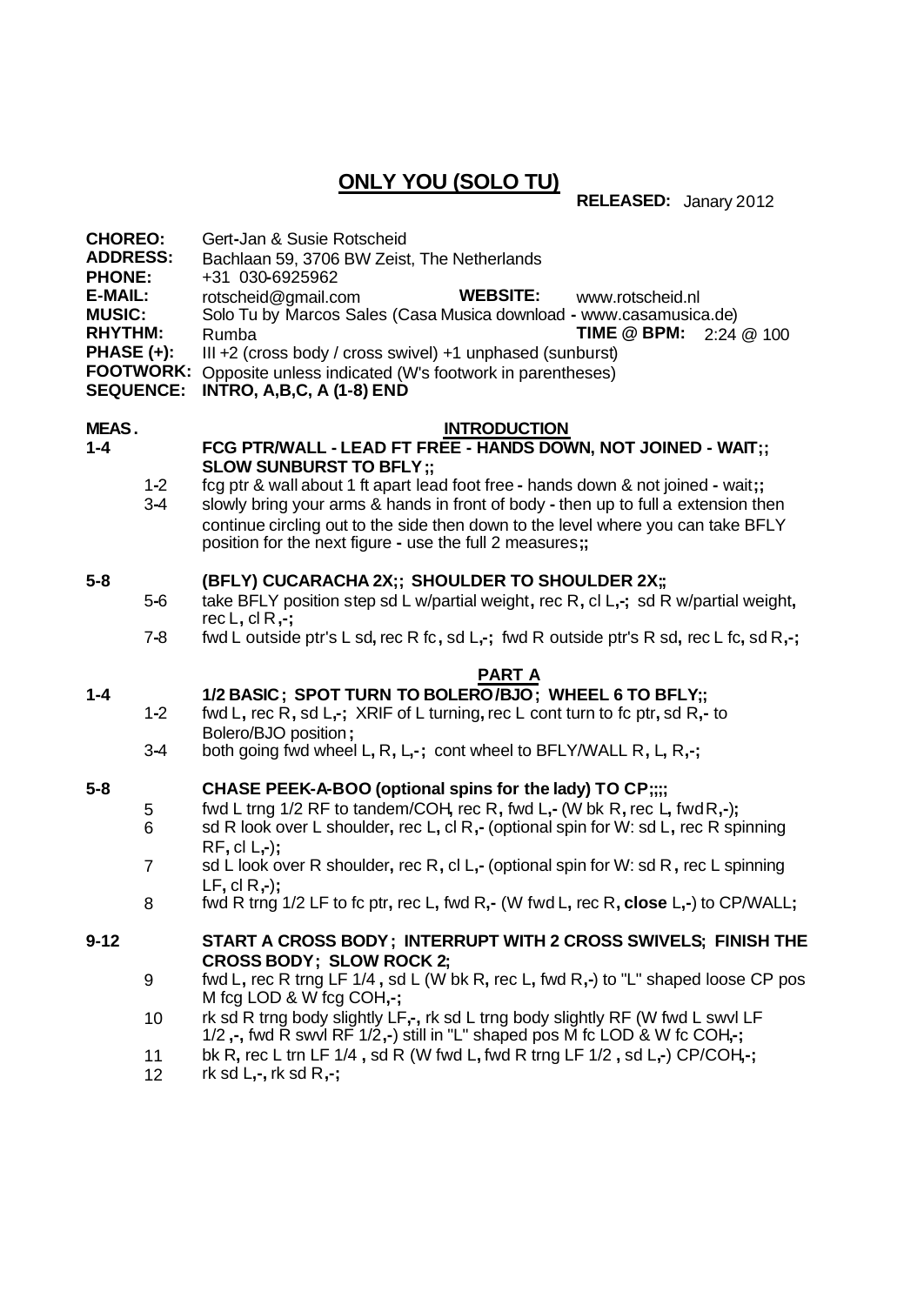# ONLY YOU (SOLO TU)

**RELEASED:** Janary 2012

**CHOREO:** Gert-Jan & Susie Rotscheid
**ADDRESS:** Bachlaan 59, 3706 BW Zeist, The Netherlands
**PHONE:** +31 030-6925962
**E-MAIL:** rotscheid@gmail.com **WEBSITE:** www.rotscheid.nl
**MUSIC:** Solo Tu by Marcos Sales (Casa Musica download - www.casamusica.de)
**RHYTHM:** Rumba **TIME @ BPM:** 2:24 @ 100
**PHASE (+):** III +2 (cross body / cross swivel) +1 unphased (sunburst)
**FOOTWORK:** Opposite unless indicated (W's footwork in parentheses)
**SEQUENCE:** **INTRO, A,B,C, A (1-8) END**

**MEAS.**

## INTRODUCTION

**1-4 FCG PTR/WALL - LEAD FT FREE - HANDS DOWN, NOT JOINED - WAIT;; SLOW SUNBURST TO BFLY;;**

- 1-2 fcg ptr & wall about 1 ft apart lead foot free - hands down & not joined - wait;;
- 3-4 slowly bring your arms & hands in front of body - then up to full a extension then continue circling out to the side then down to the level where you can take BFLY position for the next figure - use the full 2 measures;;

**5-8 (BFLY) CUCARACHA 2X;; SHOULDER TO SHOULDER 2X;;**

- 5-6 take BFLY position step sd L w/partial weight, rec R, cl L,-; sd R w/partial weight, rec L, cl R,-;
- 7-8 fwd L outside ptr's L sd, rec R fc, sd L,-; fwd R outside ptr's R sd, rec L fc, sd R,-;

## PART A

**1-4 1/2 BASIC; SPOT TURN TO BOLERO/BJO; WHEEL 6 TO BFLY;;**

- 1-2 fwd L, rec R, sd L,-; XRIF of L turning, rec L cont turn to fc ptr, sd R,- to Bolero/BJO position;
- 3-4 both going fwd wheel L, R, L,-; cont wheel to BFLY/WALL R, L, R,-;

**5-8 CHASE PEEK-A-BOO (optional spins for the lady) TO CP;;;;**

- 5 fwd L trng 1/2 RF to tandem/COH, rec R, fwd L,- (W bk R, rec L, fwd R,-);
- 6 sd R look over L shoulder, rec L, cl R,- (optional spin for W: sd L, rec R spinning RF, cl L,-);
- 7 sd L look over R shoulder, rec R, cl L,- (optional spin for W: sd R, rec L spinning LF, cl R,-);
- 8 fwd R trng 1/2 LF to fc ptr, rec L, fwd R,- (W fwd L, rec R, **close** L,-) to CP/WALL;

**9-12 START A CROSS BODY; INTERRUPT WITH 2 CROSS SWIVELS; FINISH THE CROSS BODY; SLOW ROCK 2;**

- 9 fwd L, rec R trng LF 1/4, sd L (W bk R, rec L, fwd R,-) to "L" shaped loose CP pos M fcg LOD & W fcg COH,-;
- 10 rk sd R trng body slightly LF,-, rk sd L trng body slightly RF (W fwd L swvl LF 1/2,-, fwd R swvl RF 1/2,-) still in "L" shaped pos M fc LOD & W fc COH,-;
- 11 bk R, rec L trn LF 1/4, sd R (W fwd L, fwd R trng LF 1/2, sd L,-) CP/COH,-;
- 12 rk sd L,-, rk sd R,-;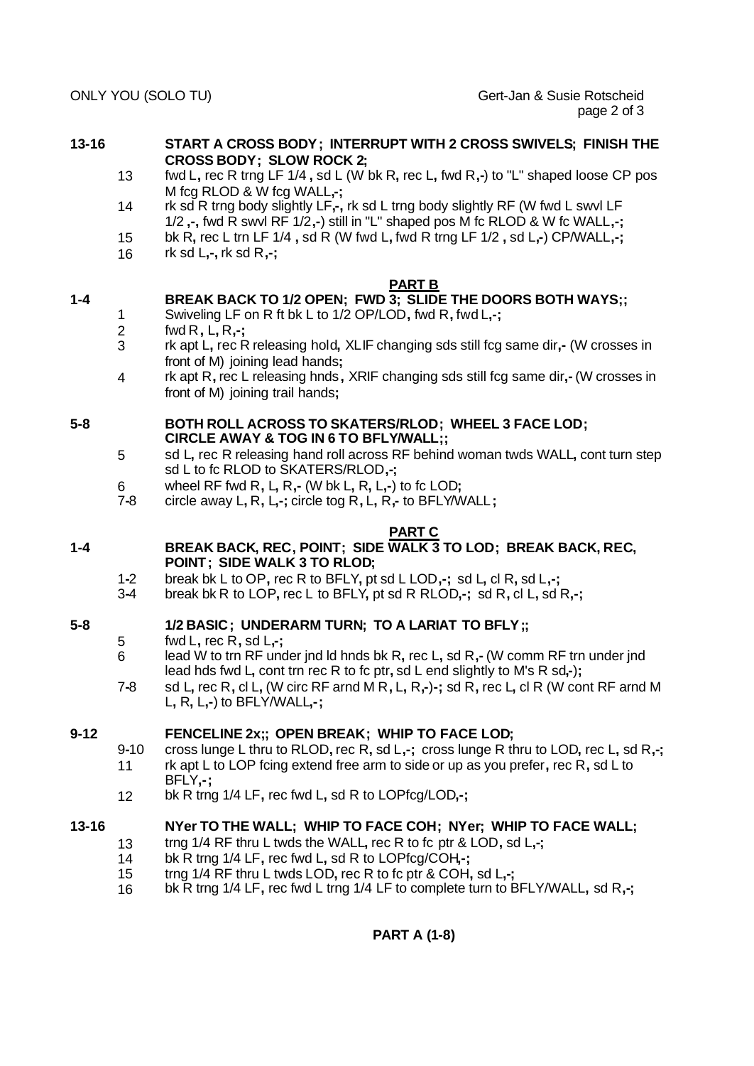**13-16 START A CROSS BODY; INTERRUPT WITH 2 CROSS SWIVELS; FINISH THE CROSS BODY; SLOW ROCK 2;**

- 13 fwd L, rec R trng LF 1/4 , sd L (W bk R, rec L, fwd R,-) to "L" shaped loose CP pos M fcg RLOD & W fcg WALL,-;
- 14 rk sd R trng body slightly LF,-, rk sd L trng body slightly RF (W fwd L swvl LF 1/2 ,-, fwd R swvl RF 1/2,-) still in "L" shaped pos M fc RLOD & W fc WALL,-;
- 15 bk R, rec L trn LF 1/4 , sd R (W fwd L, fwd R trng LF 1/2 , sd L,-) CP/WALL,-;
- 16 rk sd L,-, rk sd R,-;

## PART B

**1-4 BREAK BACK TO 1/2 OPEN; FWD 3; SLIDE THE DOORS BOTH WAYS;;**

- 1 Swiveling LF on R ft bk L to 1/2 OP/LOD, fwd R, fwd L,-;
- 2 fwd R, L, R,-;
- 3 rk apt L, rec R releasing hold, XLIF changing sds still fcg same dir,- (W crosses in front of M) joining lead hands;
- 4 rk apt R, rec L releasing hnds, XRIF changing sds still fcg same dir,- (W crosses in front of M) joining trail hands;

**5-8 BOTH ROLL ACROSS TO SKATERS/RLOD; WHEEL 3 FACE LOD; CIRCLE AWAY & TOG IN 6 TO BFLY/WALL;;**

- 5 sd L, rec R releasing hand roll across RF behind woman twds WALL, cont turn step sd L to fc RLOD to SKATERS/RLOD,-;
- 6 wheel RF fwd R, L, R,- (W bk L, R, L,-) to fc LOD;
- 7-8 circle away L, R, L,-; circle tog R, L, R,- to BFLY/WALL;

## PART C

**1-4 BREAK BACK, REC, POINT; SIDE WALK 3 TO LOD; BREAK BACK, REC, POINT; SIDE WALK 3 TO RLOD;**

- 1-2 break bk L to OP, rec R to BFLY, pt sd L LOD,-; sd L, cl R, sd L,-;
- 3-4 break bk R to LOP, rec L to BFLY, pt sd R RLOD,-; sd R, cl L, sd R,-;

**5-8 1/2 BASIC; UNDERARM TURN; TO A LARIAT TO BFLY;;**

- 5 fwd L, rec R, sd L,-;
- 6 lead W to trn RF under jnd ld hnds bk R, rec L, sd R,- (W comm RF trn under jnd lead hds fwd L, cont trn rec R to fc ptr, sd L end slightly to M's R sd,-);
- 7-8 sd L, rec R, cl L, (W circ RF arnd M R, L, R,-)-; sd R, rec L, cl R (W cont RF arnd M L, R, L,-) to BFLY/WALL,-;

**9-12 FENCELINE 2x;; OPEN BREAK; WHIP TO FACE LOD;**

- 9-10 cross lunge L thru to RLOD, rec R, sd L,-; cross lunge R thru to LOD, rec L, sd R,-;
- 11 rk apt L to LOP fcing extend free arm to side or up as you prefer, rec R, sd L to BFLY,-;
- 12 bk R trng 1/4 LF, rec fwd L, sd R to LOPfcg/LOD,-;

**13-16 NYer TO THE WALL; WHIP TO FACE COH; NYer; WHIP TO FACE WALL;**

- 13 trng 1/4 RF thru L twds the WALL, rec R to fc ptr & LOD, sd L,-;
- 14 bk R trng 1/4 LF, rec fwd L, sd R to LOPfcg/COH,-;
- 15 trng 1/4 RF thru L twds LOD, rec R to fc ptr & COH, sd L,-;
- 16 bk R trng 1/4 LF, rec fwd L trng 1/4 LF to complete turn to BFLY/WALL, sd R,-;

**PART A (1-8)**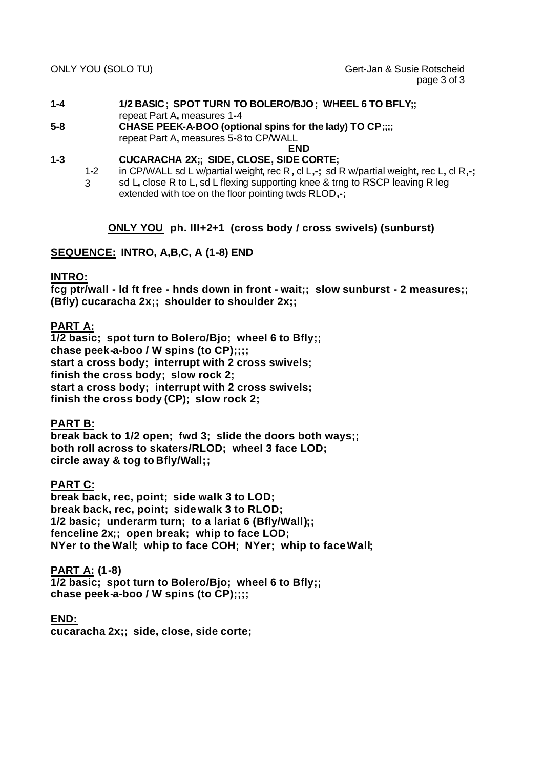**1-4** **1/2 BASIC; SPOT TURN TO BOLERO/BJO; WHEEL 6 TO BFLY;;**
repeat Part A, measures 1-4

**5-8** **CHASE PEEK-A-BOO (optional spins for the lady) TO CP;;;;**
repeat Part A, measures 5-8 to CP/WALL

**END**

**1-3** **CUCARACHA 2X;; SIDE, CLOSE, SIDE CORTE;**

1-2 in CP/WALL sd L w/partial weight, rec R, cl L,-; sd R w/partial weight, rec L, cl R,-;

3 sd L, close R to L, sd L flexing supporting knee & trng to RSCP leaving R leg extended with toe on the floor pointing twds RLOD,-;

**ONLY YOU ph. III+2+1 (cross body / cross swivels) (sunburst)**

**SEQUENCE: INTRO, A,B,C, A (1-8) END**

**INTRO:**
**fcg ptr/wall - ld ft free - hnds down in front - wait;; slow sunburst - 2 measures;; (Bfly) cucaracha 2x;; shoulder to shoulder 2x;;**

**PART A:**
**1/2 basic; spot turn to Bolero/Bjo; wheel 6 to Bfly;;**
**chase peek-a-boo / W spins (to CP);;;;**
**start a cross body; interrupt with 2 cross swivels;**
**finish the cross body; slow rock 2;**
**start a cross body; interrupt with 2 cross swivels;**
**finish the cross body (CP); slow rock 2;**

**PART B:**
**break back to 1/2 open; fwd 3; slide the doors both ways;;**
**both roll across to skaters/RLOD; wheel 3 face LOD;**
**circle away & tog to Bfly/Wall;;**

**PART C:**
**break back, rec, point; side walk 3 to LOD;**
**break back, rec, point; side walk 3 to RLOD;**
**1/2 basic; underarm turn; to a lariat 6 (Bfly/Wall);;**
**fenceline 2x;; open break; whip to face LOD;**
**NYer to the Wall; whip to face COH; NYer; whip to face Wall;**

**PART A: (1-8)**
**1/2 basic; spot turn to Bolero/Bjo; wheel 6 to Bfly;;**
**chase peek-a-boo / W spins (to CP);;;;**

**END:**
**cucaracha 2x;; side, close, side corte;**